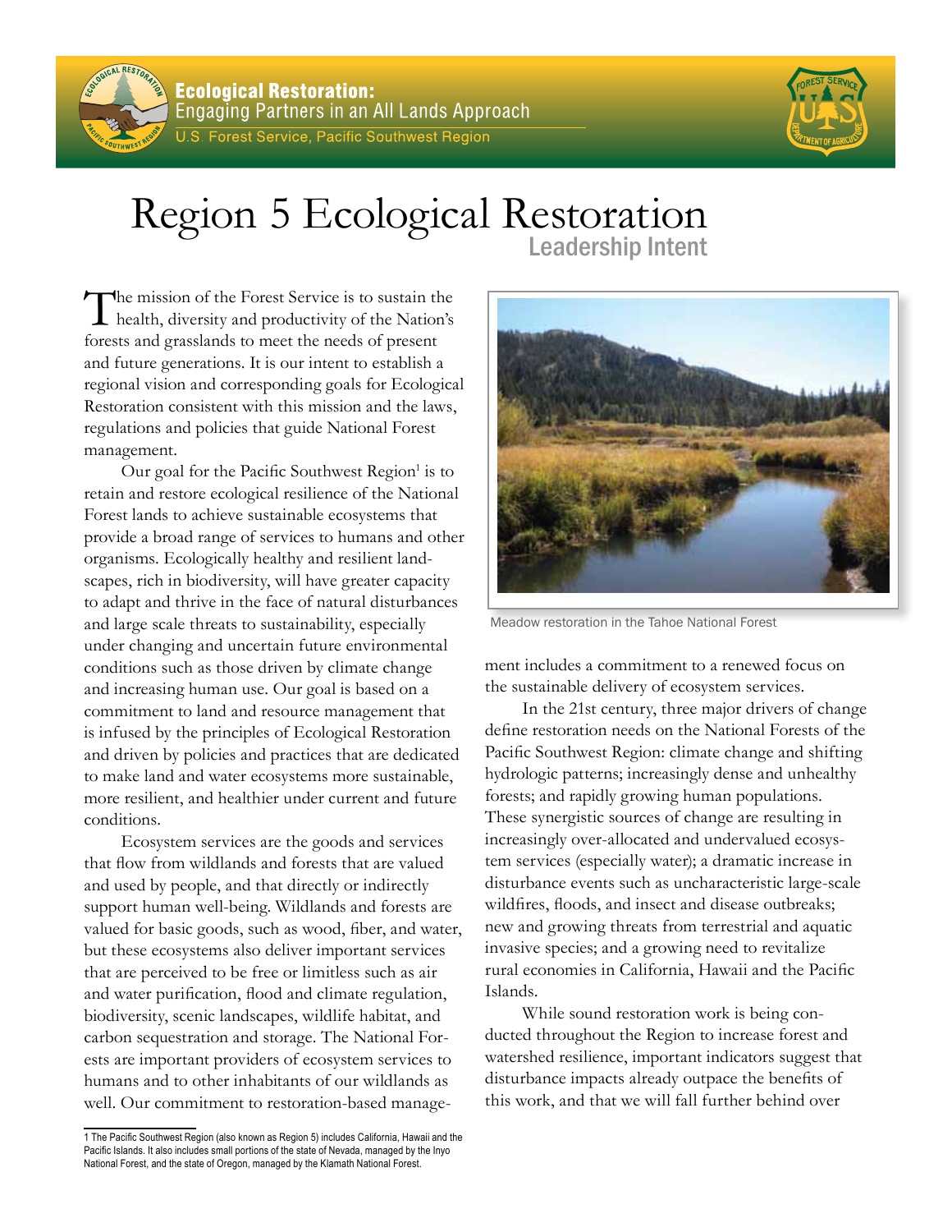# Ecological Restoration:

Engaging Partners in an All Lands Approach

U.S. Forest Service, Pacific Southwest Region

# Region 5 Ecological Restoration

## Leadership Intent

The mission of the Forest Service is to sustain the health, diversity and productivity of the Nation's forests and grasslands to meet the needs of present and future generations. It is our intent to establish a regional vision and corresponding goals for Ecological Restoration consistent with this mission and the laws, regulations and policies that guide National Forest management.

Our goal for the Pacific Southwest Region[1] is to retain and restore ecological resilience of the National Forest lands to achieve sustainable ecosystems that provide a broad range of services to humans and other organisms. Ecologically healthy and resilient landscapes, rich in biodiversity, will have greater capacity to adapt and thrive in the face of natural disturbances and large scale threats to sustainability, especially under changing and uncertain future environmental conditions such as those driven by climate change and increasing human use. Our goal is based on a commitment to land and resource management that is infused by the principles of Ecological Restoration and driven by policies and practices that are dedicated to make land and water ecosystems more sustainable, more resilient, and healthier under current and future conditions.

Ecosystem services are the goods and services that flow from wildlands and forests that are valued and used by people, and that directly or indirectly support human well-being. Wildlands and forests are valued for basic goods, such as wood, fiber, and water, but these ecosystems also deliver important services that are perceived to be free or limitless such as air and water purification, flood and climate regulation, biodiversity, scenic landscapes, wildlife habitat, and carbon sequestration and storage. The National Forests are important providers of ecosystem services to humans and to other inhabitants of our wildlands as well. Our commitment to restoration-based management includes a commitment to a renewed focus on the sustainable delivery of ecosystem services.

Meadow restoration in the Tahoe National Forest

In the 21st century, three major drivers of change define restoration needs on the National Forests of the Pacific Southwest Region: climate change and shifting hydrologic patterns; increasingly dense and unhealthy forests; and rapidly growing human populations. These synergistic sources of change are resulting in increasingly over-allocated and undervalued ecosystem services (especially water); a dramatic increase in disturbance events such as uncharacteristic large-scale wildfires, floods, and insect and disease outbreaks; new and growing threats from terrestrial and aquatic invasive species; and a growing need to revitalize rural economies in California, Hawaii and the Pacific Islands.

While sound restoration work is being conducted throughout the Region to increase forest and watershed resilience, important indicators suggest that disturbance impacts already outpace the benefits of this work, and that we will fall further behind over

---

1 The Pacific Southwest Region (also known as Region 5) includes California, Hawaii and the Pacific Islands. It also includes small portions of the state of Nevada, managed by the Inyo National Forest, and the state of Oregon, managed by the Klamath National Forest.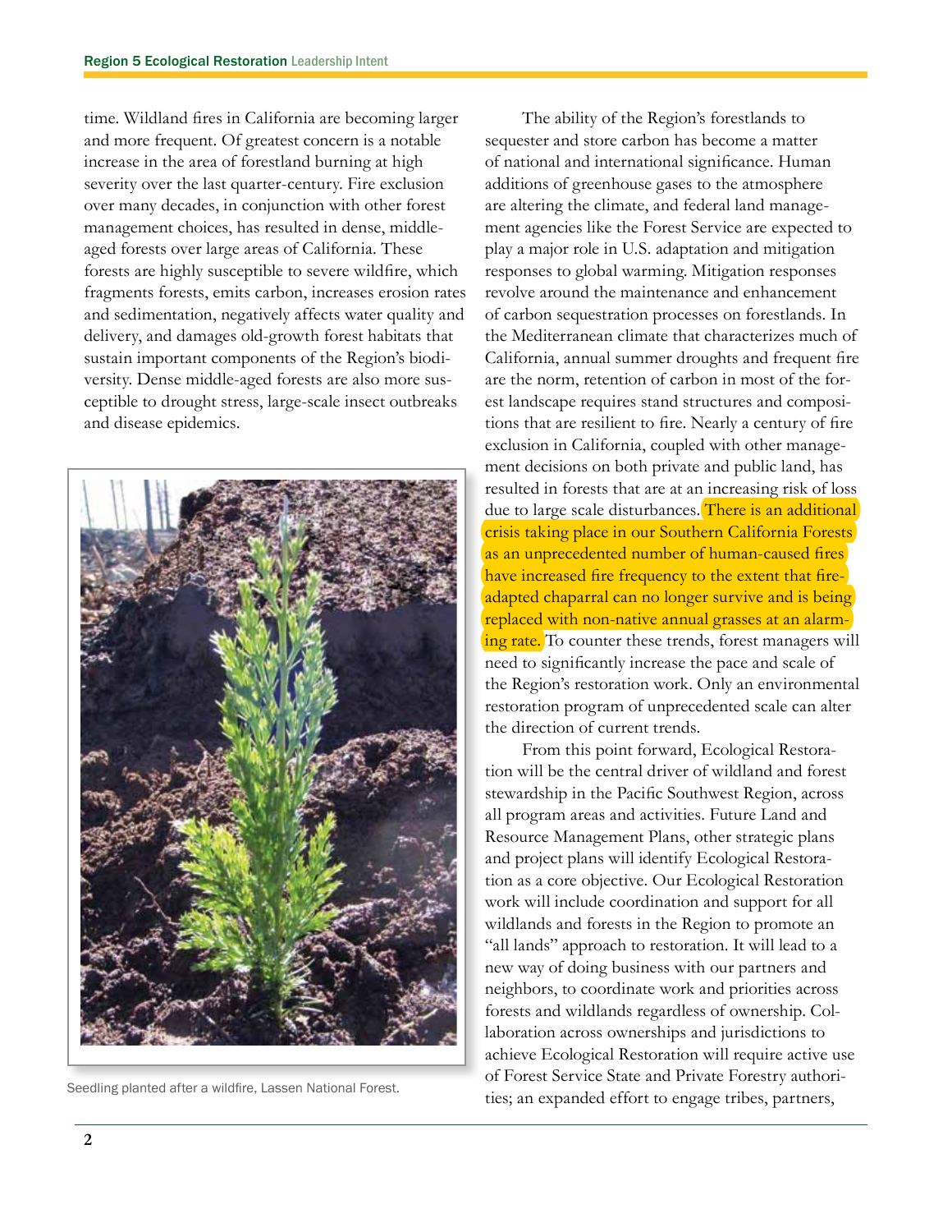time. Wildland fires in California are becoming larger and more frequent. Of greatest concern is a notable increase in the area of forestland burning at high severity over the last quarter-century. Fire exclusion over many decades, in conjunction with other forest management choices, has resulted in dense, middle-aged forests over large areas of California. These forests are highly susceptible to severe wildfire, which fragments forests, emits carbon, increases erosion rates and sedimentation, negatively affects water quality and delivery, and damages old-growth forest habitats that sustain important components of the Region's biodiversity. Dense middle-aged forests are also more susceptible to drought stress, large-scale insect outbreaks and disease epidemics.

Seedling planted after a wildfire, Lassen National Forest.

The ability of the Region's forestlands to sequester and store carbon has become a matter of national and international significance. Human additions of greenhouse gases to the atmosphere are altering the climate, and federal land management agencies like the Forest Service are expected to play a major role in U.S. adaptation and mitigation responses to global warming. Mitigation responses revolve around the maintenance and enhancement of carbon sequestration processes on forestlands. In the Mediterranean climate that characterizes much of California, annual summer droughts and frequent fire are the norm, retention of carbon in most of the forest landscape requires stand structures and compositions that are resilient to fire. Nearly a century of fire exclusion in California, coupled with other management decisions on both private and public land, has resulted in forests that are at an increasing risk of loss due to large scale disturbances. There is an additional crisis taking place in our Southern California Forests as an unprecedented number of human-caused fires have increased fire frequency to the extent that fire-adapted chaparral can no longer survive and is being replaced with non-native annual grasses at an alarming rate. To counter these trends, forest managers will need to significantly increase the pace and scale of the Region's restoration work. Only an environmental restoration program of unprecedented scale can alter the direction of current trends.

From this point forward, Ecological Restoration will be the central driver of wildland and forest stewardship in the Pacific Southwest Region, across all program areas and activities. Future Land and Resource Management Plans, other strategic plans and project plans will identify Ecological Restoration as a core objective. Our Ecological Restoration work will include coordination and support for all wildlands and forests in the Region to promote an "all lands" approach to restoration. It will lead to a new way of doing business with our partners and neighbors, to coordinate work and priorities across forests and wildlands regardless of ownership. Collaboration across ownerships and jurisdictions to achieve Ecological Restoration will require active use of Forest Service State and Private Forestry authorities; an expanded effort to engage tribes, partners,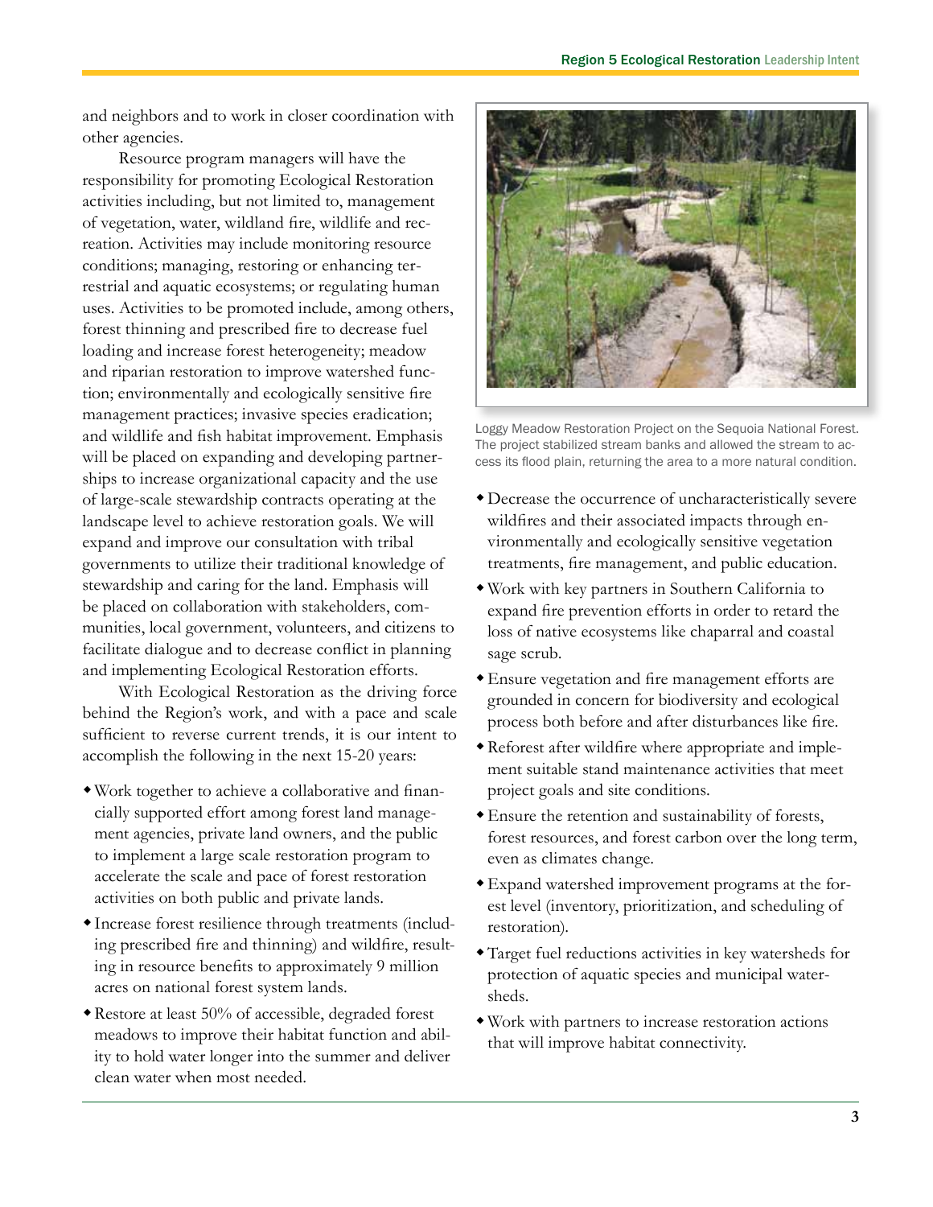and neighbors and to work in closer coordination with other agencies.

Resource program managers will have the responsibility for promoting Ecological Restoration activities including, but not limited to, management of vegetation, water, wildland fire, wildlife and recreation. Activities may include monitoring resource conditions; managing, restoring or enhancing terrestrial and aquatic ecosystems; or regulating human uses. Activities to be promoted include, among others, forest thinning and prescribed fire to decrease fuel loading and increase forest heterogeneity; meadow and riparian restoration to improve watershed function; environmentally and ecologically sensitive fire management practices; invasive species eradication; and wildlife and fish habitat improvement. Emphasis will be placed on expanding and developing partnerships to increase organizational capacity and the use of large-scale stewardship contracts operating at the landscape level to achieve restoration goals. We will expand and improve our consultation with tribal governments to utilize their traditional knowledge of stewardship and caring for the land. Emphasis will be placed on collaboration with stakeholders, communities, local government, volunteers, and citizens to facilitate dialogue and to decrease conflict in planning and implementing Ecological Restoration efforts.

With Ecological Restoration as the driving force behind the Region's work, and with a pace and scale sufficient to reverse current trends, it is our intent to accomplish the following in the next 15-20 years:

- Work together to achieve a collaborative and financially supported effort among forest land management agencies, private land owners, and the public to implement a large scale restoration program to accelerate the scale and pace of forest restoration activities on both public and private lands.
- Increase forest resilience through treatments (including prescribed fire and thinning) and wildfire, resulting in resource benefits to approximately 9 million acres on national forest system lands.
- Restore at least 50% of accessible, degraded forest meadows to improve their habitat function and ability to hold water longer into the summer and deliver clean water when most needed.

Loggy Meadow Restoration Project on the Sequoia National Forest. The project stabilized stream banks and allowed the stream to access its flood plain, returning the area to a more natural condition.

- Decrease the occurrence of uncharacteristically severe wildfires and their associated impacts through environmentally and ecologically sensitive vegetation treatments, fire management, and public education.
- Work with key partners in Southern California to expand fire prevention efforts in order to retard the loss of native ecosystems like chaparral and coastal sage scrub.
- Ensure vegetation and fire management efforts are grounded in concern for biodiversity and ecological process both before and after disturbances like fire.
- Reforest after wildfire where appropriate and implement suitable stand maintenance activities that meet project goals and site conditions.
- Ensure the retention and sustainability of forests, forest resources, and forest carbon over the long term, even as climates change.
- Expand watershed improvement programs at the forest level (inventory, prioritization, and scheduling of restoration).
- Target fuel reductions activities in key watersheds for protection of aquatic species and municipal watersheds.
- Work with partners to increase restoration actions that will improve habitat connectivity.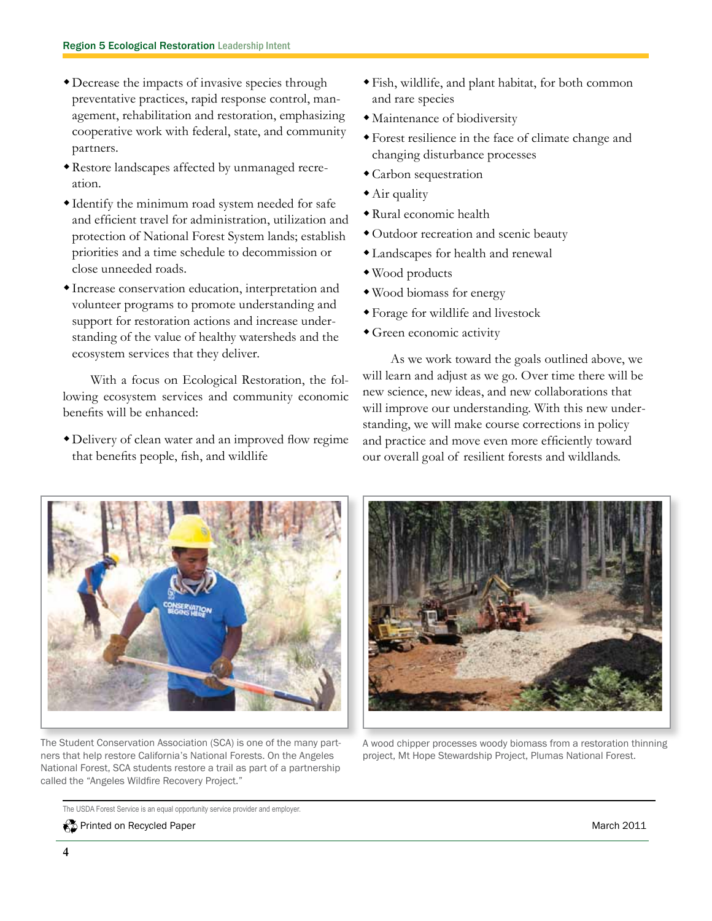- Decrease the impacts of invasive species through preventative practices, rapid response control, management, rehabilitation and restoration, emphasizing cooperative work with federal, state, and community partners.
- Restore landscapes affected by unmanaged recreation.
- Identify the minimum road system needed for safe and efficient travel for administration, utilization and protection of National Forest System lands; establish priorities and a time schedule to decommission or close unneeded roads.
- Increase conservation education, interpretation and volunteer programs to promote understanding and support for restoration actions and increase understanding of the value of healthy watersheds and the ecosystem services that they deliver.

With a focus on Ecological Restoration, the following ecosystem services and community economic benefits will be enhanced:

- Delivery of clean water and an improved flow regime that benefits people, fish, and wildlife
- Fish, wildlife, and plant habitat, for both common and rare species
- Maintenance of biodiversity
- Forest resilience in the face of climate change and changing disturbance processes
- Carbon sequestration
- Air quality
- Rural economic health
- Outdoor recreation and scenic beauty
- Landscapes for health and renewal
- Wood products
- Wood biomass for energy
- Forage for wildlife and livestock
- Green economic activity

As we work toward the goals outlined above, we will learn and adjust as we go. Over time there will be new science, new ideas, and new collaborations that will improve our understanding. With this new understanding, we will make course corrections in policy and practice and move even more efficiently toward our overall goal of resilient forests and wildlands.

The Student Conservation Association (SCA) is one of the many partners that help restore California's National Forests. On the Angeles National Forest, SCA students restore a trail as part of a partnership called the "Angeles Wildfire Recovery Project."

A wood chipper processes woody biomass from a restoration thinning project, Mt Hope Stewardship Project, Plumas National Forest.

The USDA Forest Service is an equal opportunity service provider and employer.

Printed on Recycled Paper

March 2011